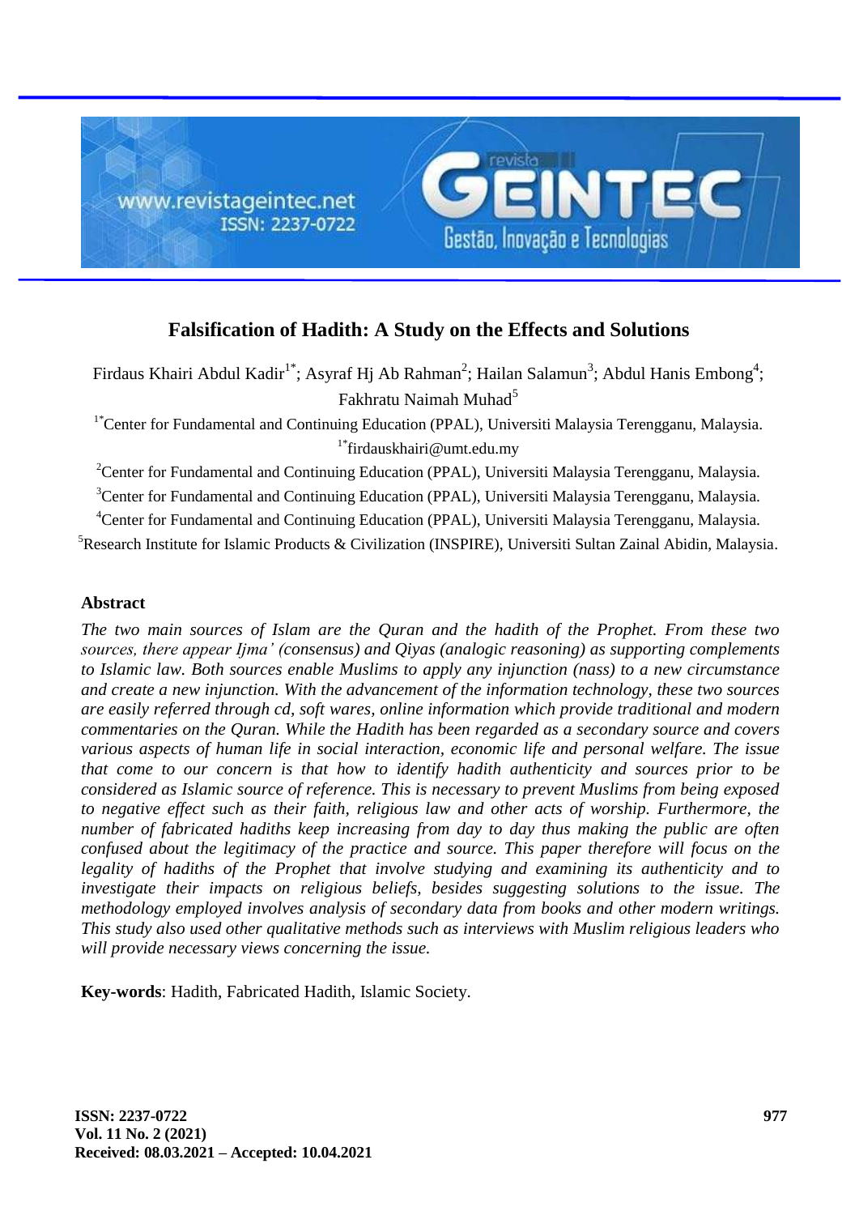# Falsification of Hadith: A Study on the Effects and Solutions

Firdaus Khairi Abdul Kadir[1*]; Asyraf Hj Ab Rahman[2]; Hailan Salamun[3]; Abdul Hanis Embong[4]; Fakhratu Naimah Muhad[5]

[1*]Center for Fundamental and Continuing Education (PPAL), Universiti Malaysia Terengganu, Malaysia.
[1*]firdauskhairi@umt.edu.my

[2]Center for Fundamental and Continuing Education (PPAL), Universiti Malaysia Terengganu, Malaysia.

[3]Center for Fundamental and Continuing Education (PPAL), Universiti Malaysia Terengganu, Malaysia.

[4]Center for Fundamental and Continuing Education (PPAL), Universiti Malaysia Terengganu, Malaysia.

[5]Research Institute for Islamic Products & Civilization (INSPIRE), Universiti Sultan Zainal Abidin, Malaysia.

## Abstract

*The two main sources of Islam are the Quran and the hadith of the Prophet. From these two sources, there appear Ijma' (consensus) and Qiyas (analogic reasoning) as supporting complements to Islamic law. Both sources enable Muslims to apply any injunction (nass) to a new circumstance and create a new injunction. With the advancement of the information technology, these two sources are easily referred through cd, soft wares, online information which provide traditional and modern commentaries on the Quran. While the Hadith has been regarded as a secondary source and covers various aspects of human life in social interaction, economic life and personal welfare. The issue that come to our concern is that how to identify hadith authenticity and sources prior to be considered as Islamic source of reference. This is necessary to prevent Muslims from being exposed to negative effect such as their faith, religious law and other acts of worship. Furthermore, the number of fabricated hadiths keep increasing from day to day thus making the public are often confused about the legitimacy of the practice and source. This paper therefore will focus on the legality of hadiths of the Prophet that involve studying and examining its authenticity and to investigate their impacts on religious beliefs, besides suggesting solutions to the issue. The methodology employed involves analysis of secondary data from books and other modern writings. This study also used other qualitative methods such as interviews with Muslim religious leaders who will provide necessary views concerning the issue.*

**Key-words**: Hadith, Fabricated Hadith, Islamic Society.

Received: 08.03.2021 – Accepted: 10.04.2021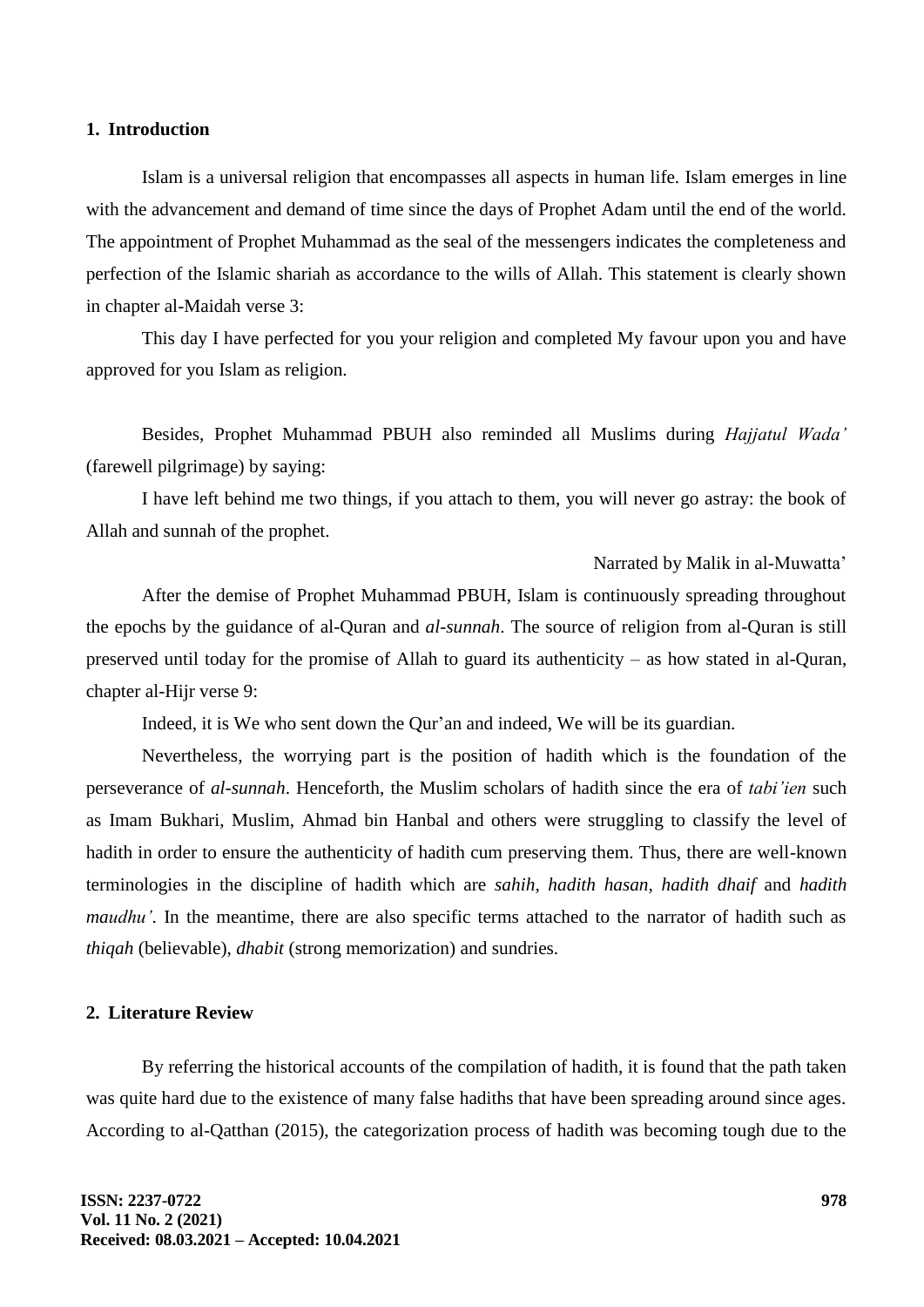## 1. Introduction

Islam is a universal religion that encompasses all aspects in human life. Islam emerges in line with the advancement and demand of time since the days of Prophet Adam until the end of the world. The appointment of Prophet Muhammad as the seal of the messengers indicates the completeness and perfection of the Islamic shariah as accordance to the wills of Allah. This statement is clearly shown in chapter al-Maidah verse 3:

This day I have perfected for you your religion and completed My favour upon you and have approved for you Islam as religion.

Besides, Prophet Muhammad PBUH also reminded all Muslims during *Hajjatul Wada'* (farewell pilgrimage) by saying:

I have left behind me two things, if you attach to them, you will never go astray: the book of Allah and sunnah of the prophet.

Narrated by Malik in al-Muwatta'

After the demise of Prophet Muhammad PBUH, Islam is continuously spreading throughout the epochs by the guidance of al-Quran and *al-sunnah*. The source of religion from al-Quran is still preserved until today for the promise of Allah to guard its authenticity – as how stated in al-Quran, chapter al-Hijr verse 9:

Indeed, it is We who sent down the Qur'an and indeed, We will be its guardian.

Nevertheless, the worrying part is the position of hadith which is the foundation of the perseverance of *al-sunnah*. Henceforth, the Muslim scholars of hadith since the era of *tabi'ien* such as Imam Bukhari, Muslim, Ahmad bin Hanbal and others were struggling to classify the level of hadith in order to ensure the authenticity of hadith cum preserving them. Thus, there are well-known terminologies in the discipline of hadith which are *sahih, hadith hasan, hadith dhaif* and *hadith maudhu'*. In the meantime, there are also specific terms attached to the narrator of hadith such as *thiqah* (believable), *dhabit* (strong memorization) and sundries.

## 2. Literature Review

By referring the historical accounts of the compilation of hadith, it is found that the path taken was quite hard due to the existence of many false hadiths that have been spreading around since ages. According to al-Qatthan (2015), the categorization process of hadith was becoming tough due to the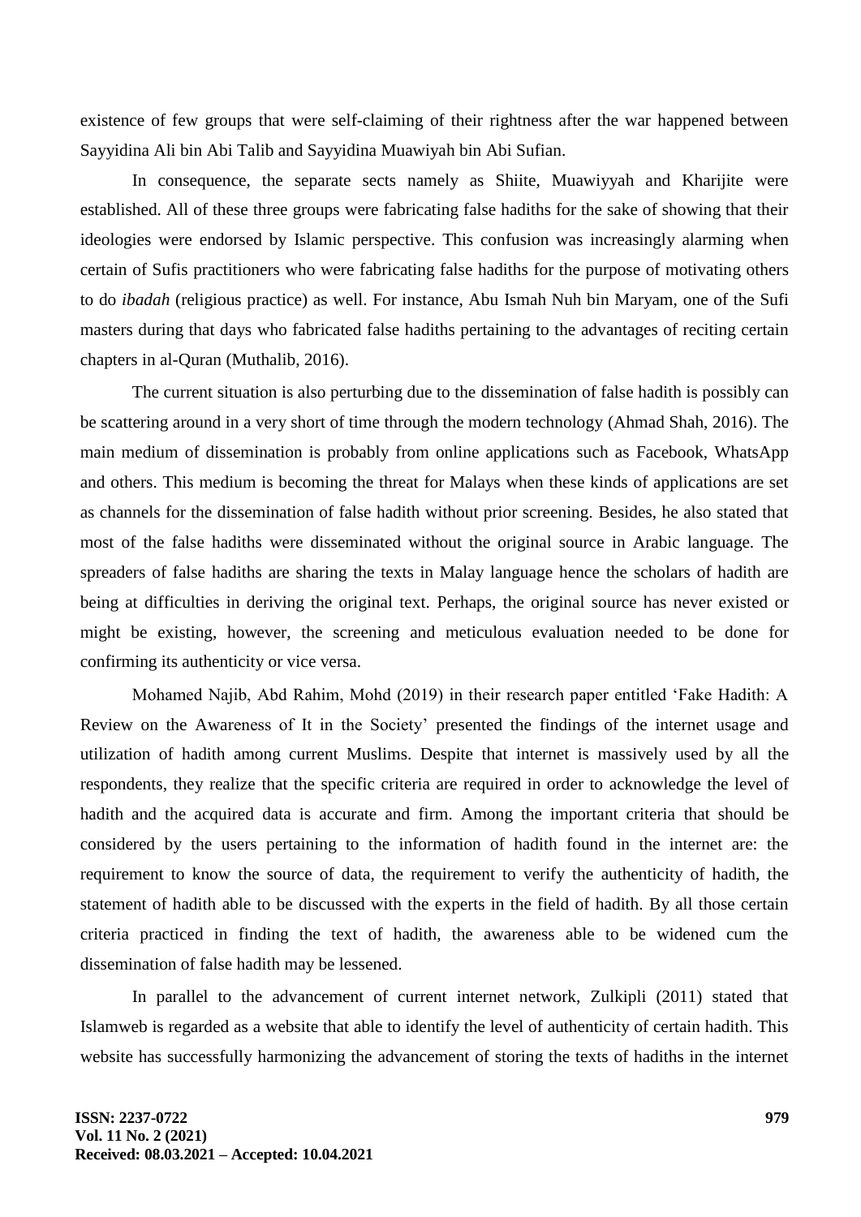existence of few groups that were self-claiming of their rightness after the war happened between Sayyidina Ali bin Abi Talib and Sayyidina Muawiyah bin Abi Sufian.

In consequence, the separate sects namely as Shiite, Muawiyyah and Kharijite were established. All of these three groups were fabricating false hadiths for the sake of showing that their ideologies were endorsed by Islamic perspective. This confusion was increasingly alarming when certain of Sufis practitioners who were fabricating false hadiths for the purpose of motivating others to do *ibadah* (religious practice) as well. For instance, Abu Ismah Nuh bin Maryam, one of the Sufi masters during that days who fabricated false hadiths pertaining to the advantages of reciting certain chapters in al-Quran (Muthalib, 2016).

The current situation is also perturbing due to the dissemination of false hadith is possibly can be scattering around in a very short of time through the modern technology (Ahmad Shah, 2016). The main medium of dissemination is probably from online applications such as Facebook, WhatsApp and others. This medium is becoming the threat for Malays when these kinds of applications are set as channels for the dissemination of false hadith without prior screening. Besides, he also stated that most of the false hadiths were disseminated without the original source in Arabic language. The spreaders of false hadiths are sharing the texts in Malay language hence the scholars of hadith are being at difficulties in deriving the original text. Perhaps, the original source has never existed or might be existing, however, the screening and meticulous evaluation needed to be done for confirming its authenticity or vice versa.

Mohamed Najib, Abd Rahim, Mohd (2019) in their research paper entitled 'Fake Hadith: A Review on the Awareness of It in the Society' presented the findings of the internet usage and utilization of hadith among current Muslims. Despite that internet is massively used by all the respondents, they realize that the specific criteria are required in order to acknowledge the level of hadith and the acquired data is accurate and firm. Among the important criteria that should be considered by the users pertaining to the information of hadith found in the internet are: the requirement to know the source of data, the requirement to verify the authenticity of hadith, the statement of hadith able to be discussed with the experts in the field of hadith. By all those certain criteria practiced in finding the text of hadith, the awareness able to be widened cum the dissemination of false hadith may be lessened.

In parallel to the advancement of current internet network, Zulkipli (2011) stated that Islamweb is regarded as a website that able to identify the level of authenticity of certain hadith. This website has successfully harmonizing the advancement of storing the texts of hadiths in the internet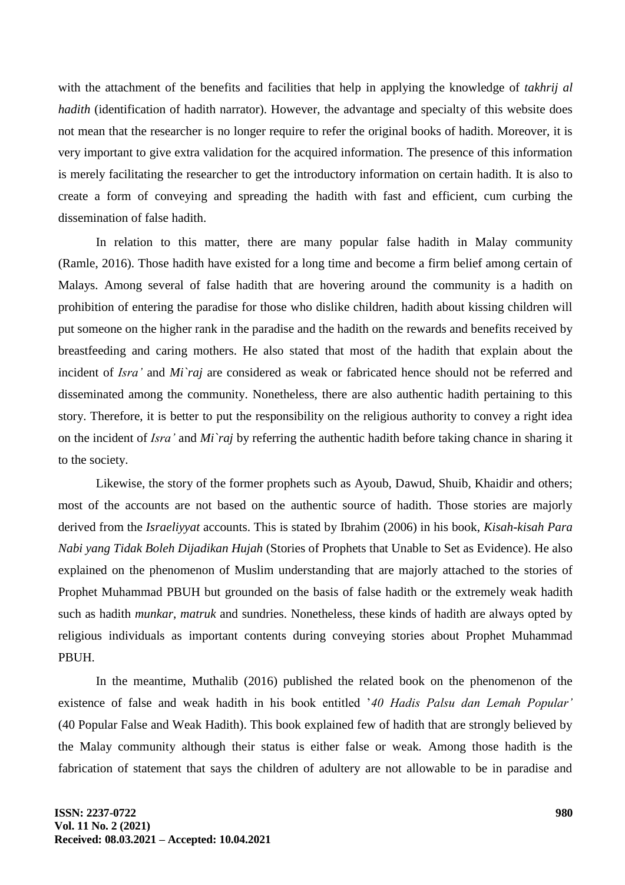with the attachment of the benefits and facilities that help in applying the knowledge of *takhrij al hadith* (identification of hadith narrator). However, the advantage and specialty of this website does not mean that the researcher is no longer require to refer the original books of hadith. Moreover, it is very important to give extra validation for the acquired information. The presence of this information is merely facilitating the researcher to get the introductory information on certain hadith. It is also to create a form of conveying and spreading the hadith with fast and efficient, cum curbing the dissemination of false hadith.

In relation to this matter, there are many popular false hadith in Malay community (Ramle, 2016). Those hadith have existed for a long time and become a firm belief among certain of Malays. Among several of false hadith that are hovering around the community is a hadith on prohibition of entering the paradise for those who dislike children, hadith about kissing children will put someone on the higher rank in the paradise and the hadith on the rewards and benefits received by breastfeeding and caring mothers. He also stated that most of the hadith that explain about the incident of *Isra'* and *Mi`raj* are considered as weak or fabricated hence should not be referred and disseminated among the community. Nonetheless, there are also authentic hadith pertaining to this story. Therefore, it is better to put the responsibility on the religious authority to convey a right idea on the incident of *Isra'* and *Mi`raj* by referring the authentic hadith before taking chance in sharing it to the society.

Likewise, the story of the former prophets such as Ayoub, Dawud, Shuib, Khaidir and others; most of the accounts are not based on the authentic source of hadith. Those stories are majorly derived from the *Israeliyyat* accounts. This is stated by Ibrahim (2006) in his book, *Kisah-kisah Para Nabi yang Tidak Boleh Dijadikan Hujah* (Stories of Prophets that Unable to Set as Evidence). He also explained on the phenomenon of Muslim understanding that are majorly attached to the stories of Prophet Muhammad PBUH but grounded on the basis of false hadith or the extremely weak hadith such as hadith *munkar*, *matruk* and sundries. Nonetheless, these kinds of hadith are always opted by religious individuals as important contents during conveying stories about Prophet Muhammad PBUH.

In the meantime, Muthalib (2016) published the related book on the phenomenon of the existence of false and weak hadith in his book entitled '*40 Hadis Palsu dan Lemah Popular'* (40 Popular False and Weak Hadith). This book explained few of hadith that are strongly believed by the Malay community although their status is either false or weak. Among those hadith is the fabrication of statement that says the children of adultery are not allowable to be in paradise and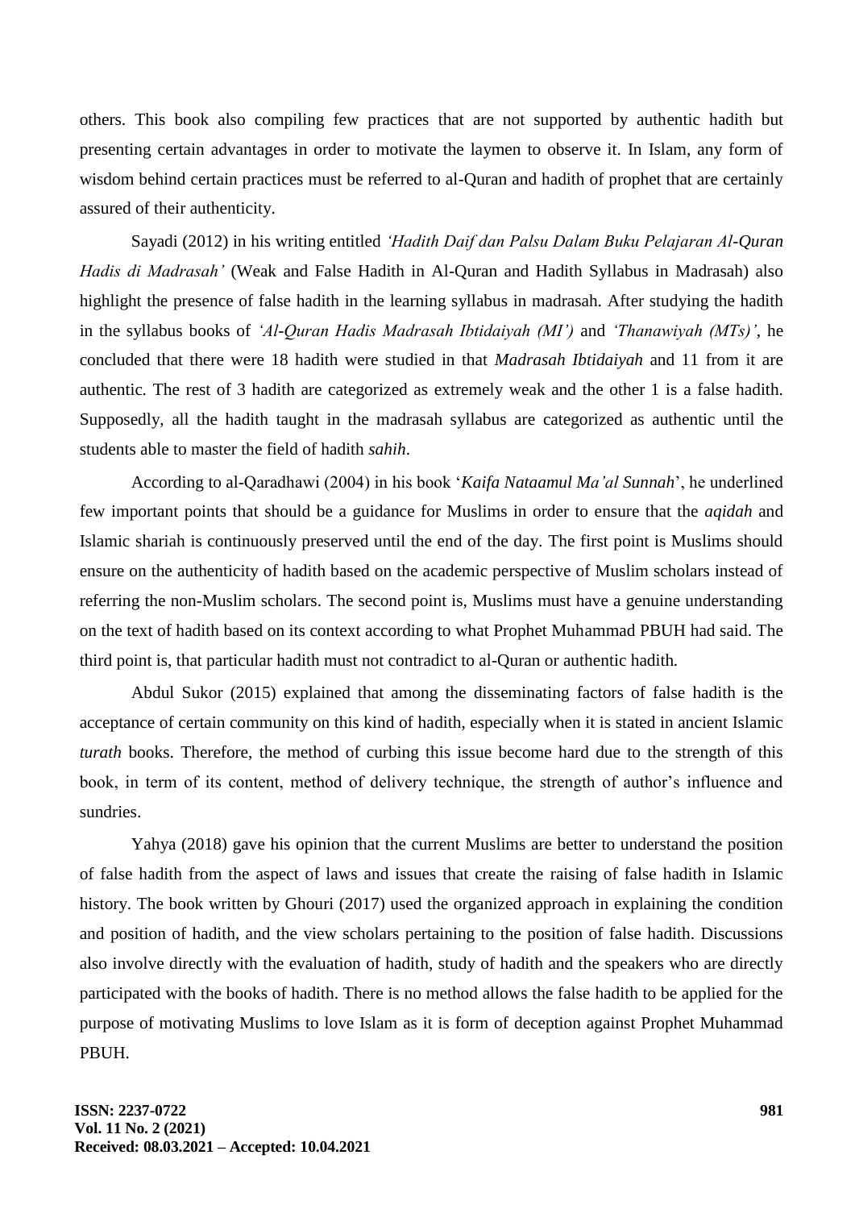others. This book also compiling few practices that are not supported by authentic hadith but presenting certain advantages in order to motivate the laymen to observe it. In Islam, any form of wisdom behind certain practices must be referred to al-Quran and hadith of prophet that are certainly assured of their authenticity.

Sayadi (2012) in his writing entitled *'Hadith Daif dan Palsu Dalam Buku Pelajaran Al-Quran Hadis di Madrasah'* (Weak and False Hadith in Al-Quran and Hadith Syllabus in Madrasah) also highlight the presence of false hadith in the learning syllabus in madrasah. After studying the hadith in the syllabus books of *'Al-Quran Hadis Madrasah Ibtidaiyah (MI')* and *'Thanawiyah (MTs)'*, he concluded that there were 18 hadith were studied in that *Madrasah Ibtidaiyah* and 11 from it are authentic. The rest of 3 hadith are categorized as extremely weak and the other 1 is a false hadith. Supposedly, all the hadith taught in the madrasah syllabus are categorized as authentic until the students able to master the field of hadith *sahih*.

According to al-Qaradhawi (2004) in his book '*Kaifa Nataamul Ma'al Sunnah*', he underlined few important points that should be a guidance for Muslims in order to ensure that the *aqidah* and Islamic shariah is continuously preserved until the end of the day. The first point is Muslims should ensure on the authenticity of hadith based on the academic perspective of Muslim scholars instead of referring the non-Muslim scholars. The second point is, Muslims must have a genuine understanding on the text of hadith based on its context according to what Prophet Muhammad PBUH had said. The third point is, that particular hadith must not contradict to al-Quran or authentic hadith.

Abdul Sukor (2015) explained that among the disseminating factors of false hadith is the acceptance of certain community on this kind of hadith, especially when it is stated in ancient Islamic *turath* books. Therefore, the method of curbing this issue become hard due to the strength of this book, in term of its content, method of delivery technique, the strength of author's influence and sundries.

Yahya (2018) gave his opinion that the current Muslims are better to understand the position of false hadith from the aspect of laws and issues that create the raising of false hadith in Islamic history. The book written by Ghouri (2017) used the organized approach in explaining the condition and position of hadith, and the view scholars pertaining to the position of false hadith. Discussions also involve directly with the evaluation of hadith, study of hadith and the speakers who are directly participated with the books of hadith. There is no method allows the false hadith to be applied for the purpose of motivating Muslims to love Islam as it is form of deception against Prophet Muhammad PBUH.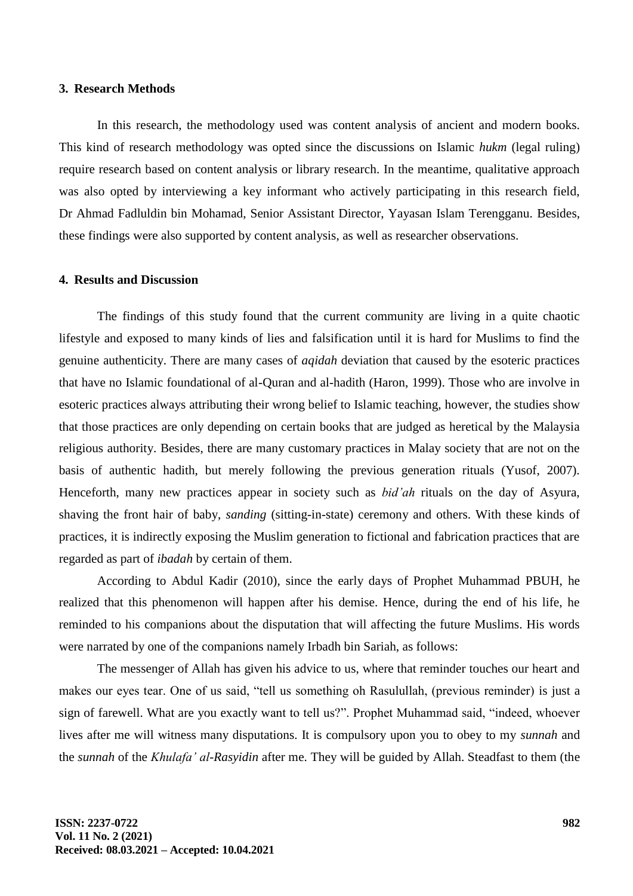## 3. Research Methods

In this research, the methodology used was content analysis of ancient and modern books. This kind of research methodology was opted since the discussions on Islamic *hukm* (legal ruling) require research based on content analysis or library research. In the meantime, qualitative approach was also opted by interviewing a key informant who actively participating in this research field, Dr Ahmad Fadluldin bin Mohamad, Senior Assistant Director, Yayasan Islam Terengganu. Besides, these findings were also supported by content analysis, as well as researcher observations.

## 4. Results and Discussion

The findings of this study found that the current community are living in a quite chaotic lifestyle and exposed to many kinds of lies and falsification until it is hard for Muslims to find the genuine authenticity. There are many cases of *aqidah* deviation that caused by the esoteric practices that have no Islamic foundational of al-Quran and al-hadith (Haron, 1999). Those who are involve in esoteric practices always attributing their wrong belief to Islamic teaching, however, the studies show that those practices are only depending on certain books that are judged as heretical by the Malaysia religious authority. Besides, there are many customary practices in Malay society that are not on the basis of authentic hadith, but merely following the previous generation rituals (Yusof, 2007). Henceforth, many new practices appear in society such as *bid'ah* rituals on the day of Asyura, shaving the front hair of baby, *sanding* (sitting-in-state) ceremony and others. With these kinds of practices, it is indirectly exposing the Muslim generation to fictional and fabrication practices that are regarded as part of *ibadah* by certain of them.

According to Abdul Kadir (2010), since the early days of Prophet Muhammad PBUH, he realized that this phenomenon will happen after his demise. Hence, during the end of his life, he reminded to his companions about the disputation that will affecting the future Muslims. His words were narrated by one of the companions namely Irbadh bin Sariah, as follows:

The messenger of Allah has given his advice to us, where that reminder touches our heart and makes our eyes tear. One of us said, "tell us something oh Rasulullah, (previous reminder) is just a sign of farewell. What are you exactly want to tell us?". Prophet Muhammad said, "indeed, whoever lives after me will witness many disputations. It is compulsory upon you to obey to my *sunnah* and the *sunnah* of the *Khulafa' al-Rasyidin* after me. They will be guided by Allah. Steadfast to them (the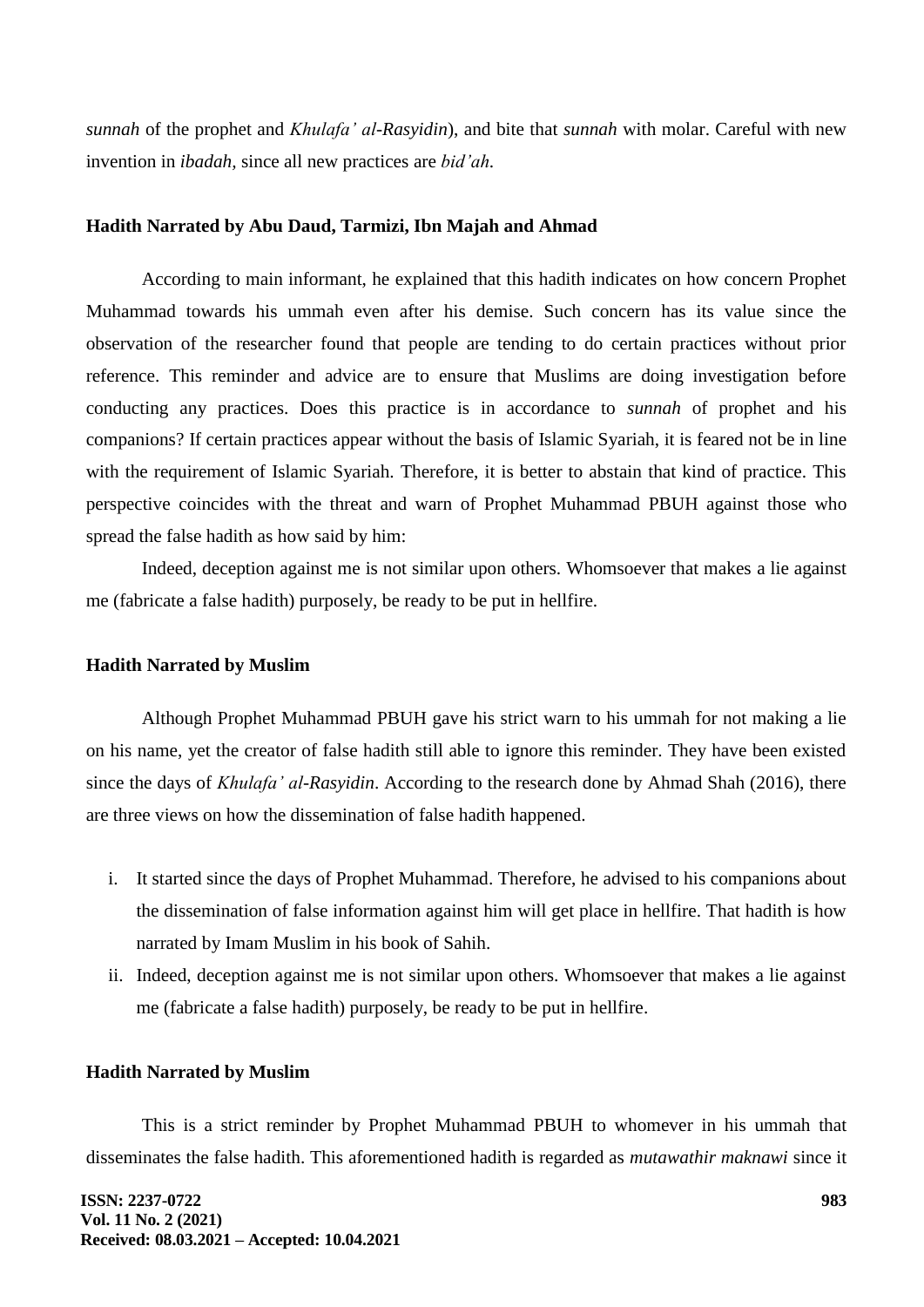*sunnah* of the prophet and *Khulafa' al-Rasyidin*), and bite that *sunnah* with molar. Careful with new invention in *ibadah*, since all new practices are *bid'ah*.

**Hadith Narrated by Abu Daud, Tarmizi, Ibn Majah and Ahmad**

According to main informant, he explained that this hadith indicates on how concern Prophet Muhammad towards his ummah even after his demise. Such concern has its value since the observation of the researcher found that people are tending to do certain practices without prior reference. This reminder and advice are to ensure that Muslims are doing investigation before conducting any practices. Does this practice is in accordance to *sunnah* of prophet and his companions? If certain practices appear without the basis of Islamic Syariah, it is feared not be in line with the requirement of Islamic Syariah. Therefore, it is better to abstain that kind of practice. This perspective coincides with the threat and warn of Prophet Muhammad PBUH against those who spread the false hadith as how said by him:

Indeed, deception against me is not similar upon others. Whomsoever that makes a lie against me (fabricate a false hadith) purposely, be ready to be put in hellfire.

**Hadith Narrated by Muslim**

Although Prophet Muhammad PBUH gave his strict warn to his ummah for not making a lie on his name, yet the creator of false hadith still able to ignore this reminder. They have been existed since the days of *Khulafa' al-Rasyidin*. According to the research done by Ahmad Shah (2016), there are three views on how the dissemination of false hadith happened.

i. It started since the days of Prophet Muhammad. Therefore, he advised to his companions about the dissemination of false information against him will get place in hellfire. That hadith is how narrated by Imam Muslim in his book of Sahih.
ii. Indeed, deception against me is not similar upon others. Whomsoever that makes a lie against me (fabricate a false hadith) purposely, be ready to be put in hellfire.

**Hadith Narrated by Muslim**

This is a strict reminder by Prophet Muhammad PBUH to whomever in his ummah that disseminates the false hadith. This aforementioned hadith is regarded as *mutawathir maknawi* since it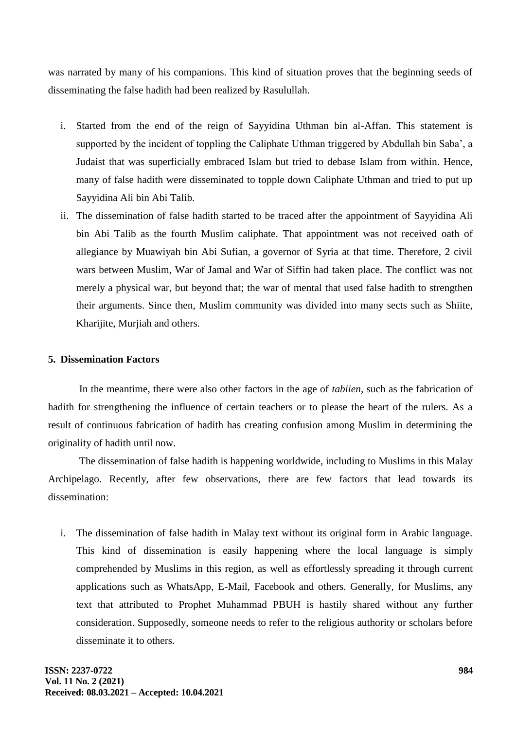was narrated by many of his companions. This kind of situation proves that the beginning seeds of disseminating the false hadith had been realized by Rasulullah.

i. Started from the end of the reign of Sayyidina Uthman bin al-Affan. This statement is supported by the incident of toppling the Caliphate Uthman triggered by Abdullah bin Saba', a Judaist that was superficially embraced Islam but tried to debase Islam from within. Hence, many of false hadith were disseminated to topple down Caliphate Uthman and tried to put up Sayyidina Ali bin Abi Talib.
ii. The dissemination of false hadith started to be traced after the appointment of Sayyidina Ali bin Abi Talib as the fourth Muslim caliphate. That appointment was not received oath of allegiance by Muawiyah bin Abi Sufian, a governor of Syria at that time. Therefore, 2 civil wars between Muslim, War of Jamal and War of Siffin had taken place. The conflict was not merely a physical war, but beyond that; the war of mental that used false hadith to strengthen their arguments. Since then, Muslim community was divided into many sects such as Shiite, Kharijite, Murjiah and others.

## 5. Dissemination Factors

In the meantime, there were also other factors in the age of *tabiien*, such as the fabrication of hadith for strengthening the influence of certain teachers or to please the heart of the rulers. As a result of continuous fabrication of hadith has creating confusion among Muslim in determining the originality of hadith until now.

The dissemination of false hadith is happening worldwide, including to Muslims in this Malay Archipelago. Recently, after few observations, there are few factors that lead towards its dissemination:

i. The dissemination of false hadith in Malay text without its original form in Arabic language. This kind of dissemination is easily happening where the local language is simply comprehended by Muslims in this region, as well as effortlessly spreading it through current applications such as WhatsApp, E-Mail, Facebook and others. Generally, for Muslims, any text that attributed to Prophet Muhammad PBUH is hastily shared without any further consideration. Supposedly, someone needs to refer to the religious authority or scholars before disseminate it to others.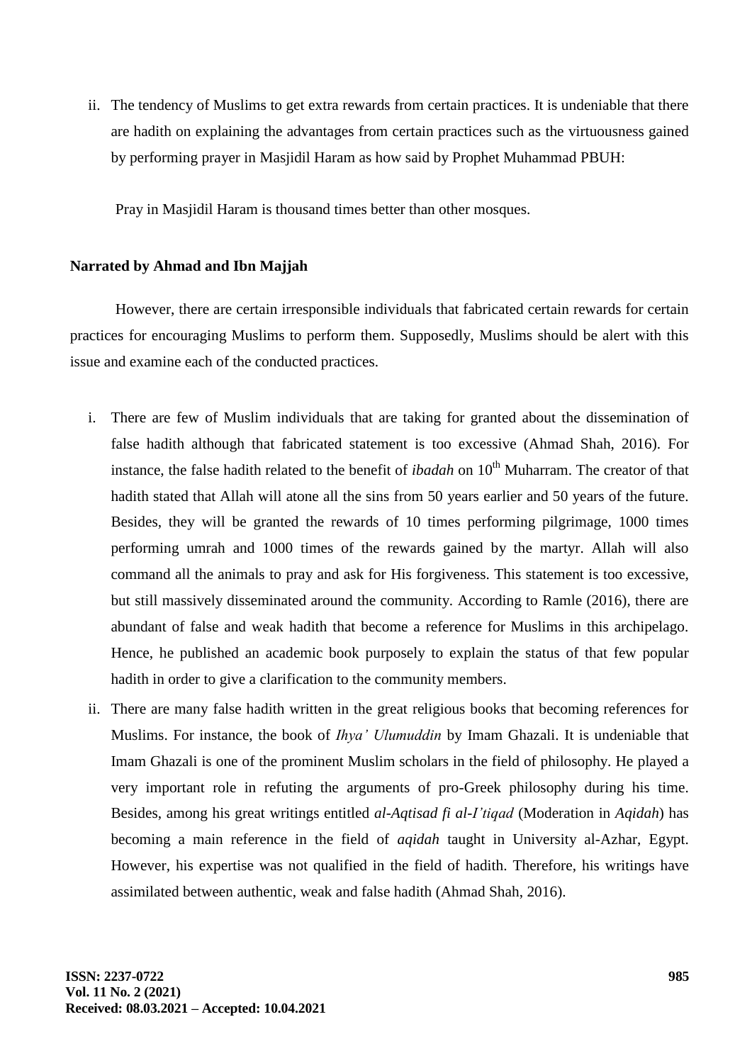ii. The tendency of Muslims to get extra rewards from certain practices. It is undeniable that there are hadith on explaining the advantages from certain practices such as the virtuousness gained by performing prayer in Masjidil Haram as how said by Prophet Muhammad PBUH:

Pray in Masjidil Haram is thousand times better than other mosques.

**Narrated by Ahmad and Ibn Majjah**

However, there are certain irresponsible individuals that fabricated certain rewards for certain practices for encouraging Muslims to perform them. Supposedly, Muslims should be alert with this issue and examine each of the conducted practices.

i. There are few of Muslim individuals that are taking for granted about the dissemination of false hadith although that fabricated statement is too excessive (Ahmad Shah, 2016). For instance, the false hadith related to the benefit of *ibadah* on 10th Muharram. The creator of that hadith stated that Allah will atone all the sins from 50 years earlier and 50 years of the future. Besides, they will be granted the rewards of 10 times performing pilgrimage, 1000 times performing umrah and 1000 times of the rewards gained by the martyr. Allah will also command all the animals to pray and ask for His forgiveness. This statement is too excessive, but still massively disseminated around the community. According to Ramle (2016), there are abundant of false and weak hadith that become a reference for Muslims in this archipelago. Hence, he published an academic book purposely to explain the status of that few popular hadith in order to give a clarification to the community members.

ii. There are many false hadith written in the great religious books that becoming references for Muslims. For instance, the book of *Ihya' Ulumuddin* by Imam Ghazali. It is undeniable that Imam Ghazali is one of the prominent Muslim scholars in the field of philosophy. He played a very important role in refuting the arguments of pro-Greek philosophy during his time. Besides, among his great writings entitled *al-Aqtisad fi al-I'tiqad* (Moderation in *Aqidah*) has becoming a main reference in the field of *aqidah* taught in University al-Azhar, Egypt. However, his expertise was not qualified in the field of hadith. Therefore, his writings have assimilated between authentic, weak and false hadith (Ahmad Shah, 2016).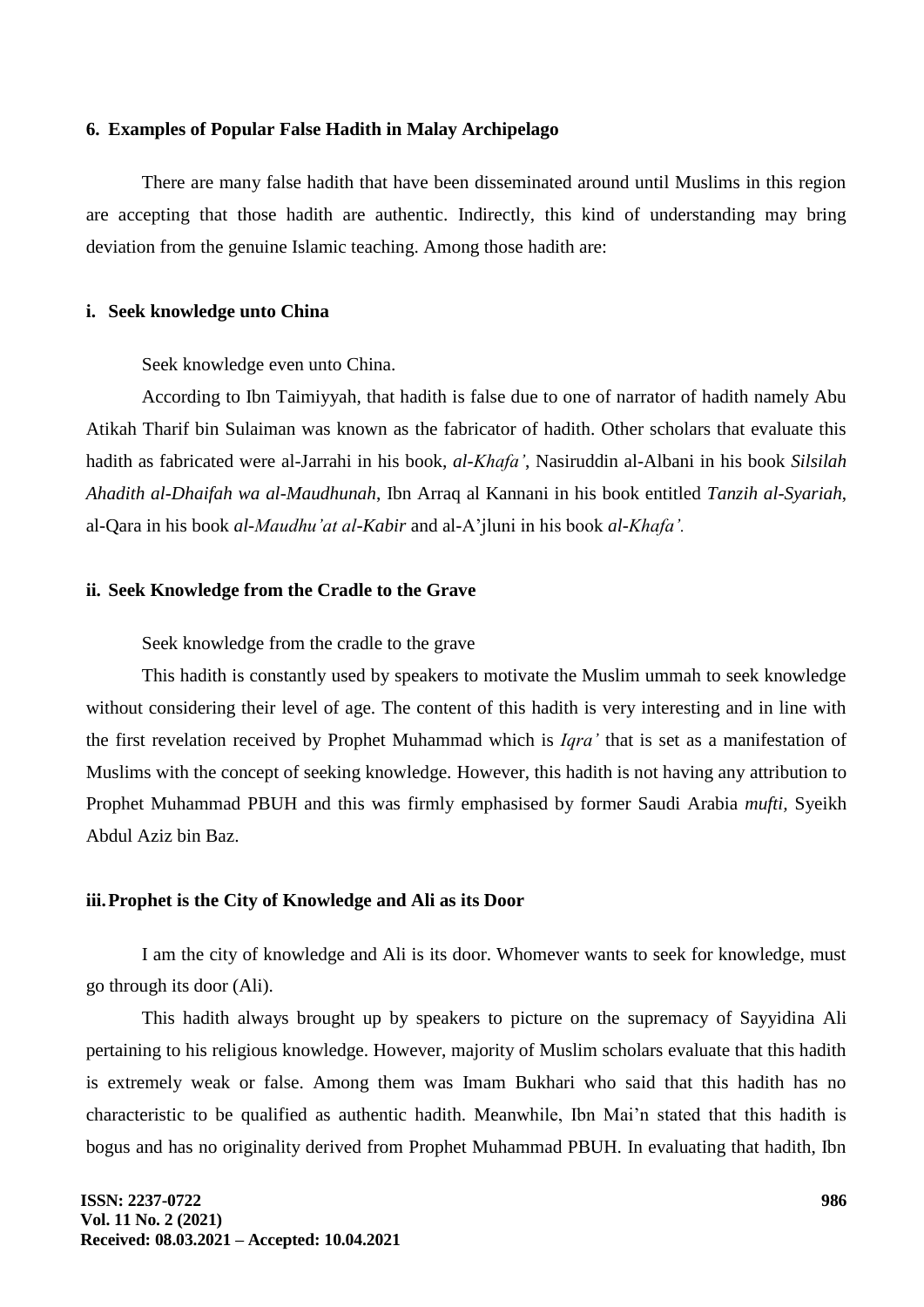## 6. Examples of Popular False Hadith in Malay Archipelago

There are many false hadith that have been disseminated around until Muslims in this region are accepting that those hadith are authentic. Indirectly, this kind of understanding may bring deviation from the genuine Islamic teaching. Among those hadith are:

### i. Seek knowledge unto China

Seek knowledge even unto China.

According to Ibn Taimiyyah, that hadith is false due to one of narrator of hadith namely Abu Atikah Tharif bin Sulaiman was known as the fabricator of hadith. Other scholars that evaluate this hadith as fabricated were al-Jarrahi in his book, *al-Khafa'*, Nasiruddin al-Albani in his book *Silsilah Ahadith al-Dhaifah wa al-Maudhunah*, Ibn Arraq al Kannani in his book entitled *Tanzih al-Syariah*, al-Qara in his book *al-Maudhu'at al-Kabir* and al-A'jluni in his book *al-Khafa'.*

### ii. Seek Knowledge from the Cradle to the Grave

Seek knowledge from the cradle to the grave

This hadith is constantly used by speakers to motivate the Muslim ummah to seek knowledge without considering their level of age. The content of this hadith is very interesting and in line with the first revelation received by Prophet Muhammad which is *Iqra'* that is set as a manifestation of Muslims with the concept of seeking knowledge. However, this hadith is not having any attribution to Prophet Muhammad PBUH and this was firmly emphasised by former Saudi Arabia *mufti*, Syeikh Abdul Aziz bin Baz.

### iii. Prophet is the City of Knowledge and Ali as its Door

I am the city of knowledge and Ali is its door. Whomever wants to seek for knowledge, must go through its door (Ali).

This hadith always brought up by speakers to picture on the supremacy of Sayyidina Ali pertaining to his religious knowledge. However, majority of Muslim scholars evaluate that this hadith is extremely weak or false. Among them was Imam Bukhari who said that this hadith has no characteristic to be qualified as authentic hadith. Meanwhile, Ibn Mai'n stated that this hadith is bogus and has no originality derived from Prophet Muhammad PBUH. In evaluating that hadith, Ibn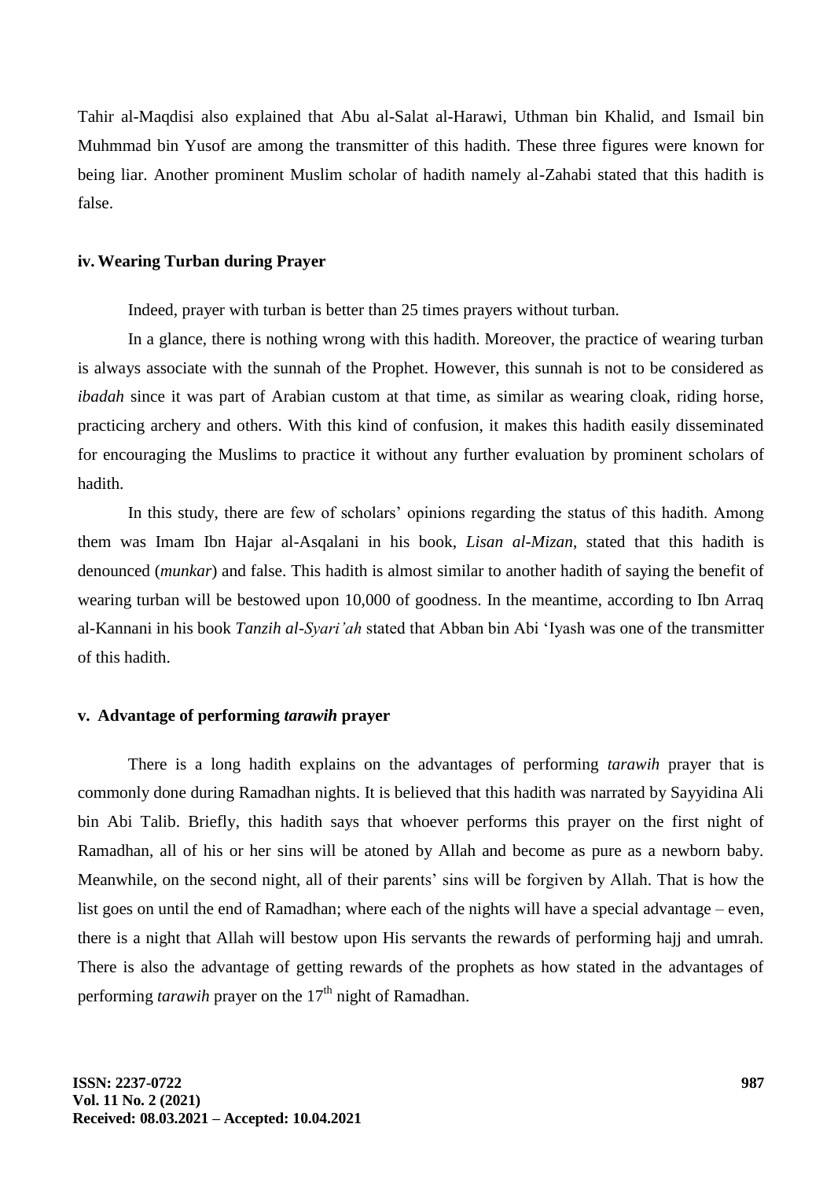Tahir al-Maqdisi also explained that Abu al-Salat al-Harawi, Uthman bin Khalid, and Ismail bin Muhmmad bin Yusof are among the transmitter of this hadith. These three figures were known for being liar. Another prominent Muslim scholar of hadith namely al-Zahabi stated that this hadith is false.

### iv. Wearing Turban during Prayer

Indeed, prayer with turban is better than 25 times prayers without turban.

In a glance, there is nothing wrong with this hadith. Moreover, the practice of wearing turban is always associate with the sunnah of the Prophet. However, this sunnah is not to be considered as *ibadah* since it was part of Arabian custom at that time, as similar as wearing cloak, riding horse, practicing archery and others. With this kind of confusion, it makes this hadith easily disseminated for encouraging the Muslims to practice it without any further evaluation by prominent scholars of hadith.

In this study, there are few of scholars' opinions regarding the status of this hadith. Among them was Imam Ibn Hajar al-Asqalani in his book, *Lisan al-Mizan*, stated that this hadith is denounced (*munkar*) and false. This hadith is almost similar to another hadith of saying the benefit of wearing turban will be bestowed upon 10,000 of goodness. In the meantime, according to Ibn Arraq al-Kannani in his book *Tanzih al-Syari'ah* stated that Abban bin Abi 'Iyash was one of the transmitter of this hadith.

### v. Advantage of performing *tarawih* prayer

There is a long hadith explains on the advantages of performing *tarawih* prayer that is commonly done during Ramadhan nights. It is believed that this hadith was narrated by Sayyidina Ali bin Abi Talib. Briefly, this hadith says that whoever performs this prayer on the first night of Ramadhan, all of his or her sins will be atoned by Allah and become as pure as a newborn baby. Meanwhile, on the second night, all of their parents' sins will be forgiven by Allah. That is how the list goes on until the end of Ramadhan; where each of the nights will have a special advantage – even, there is a night that Allah will bestow upon His servants the rewards of performing hajj and umrah. There is also the advantage of getting rewards of the prophets as how stated in the advantages of performing *tarawih* prayer on the 17th night of Ramadhan.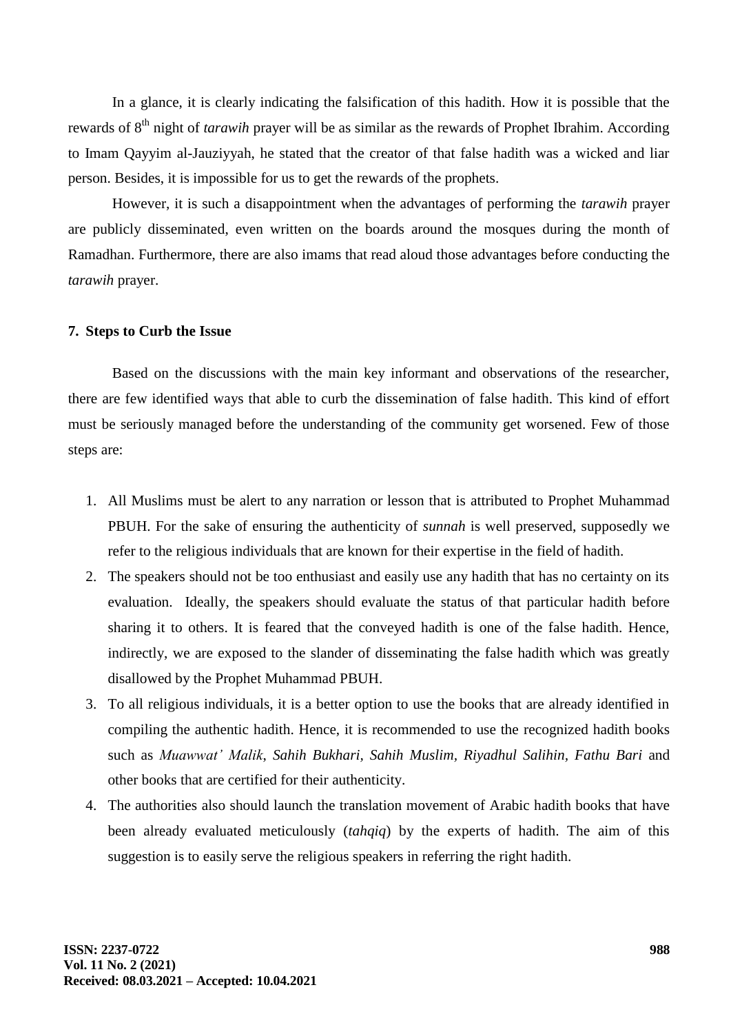In a glance, it is clearly indicating the falsification of this hadith. How it is possible that the rewards of 8th night of *tarawih* prayer will be as similar as the rewards of Prophet Ibrahim. According to Imam Qayyim al-Jauziyyah, he stated that the creator of that false hadith was a wicked and liar person. Besides, it is impossible for us to get the rewards of the prophets.

However, it is such a disappointment when the advantages of performing the *tarawih* prayer are publicly disseminated, even written on the boards around the mosques during the month of Ramadhan. Furthermore, there are also imams that read aloud those advantages before conducting the *tarawih* prayer.

**7. Steps to Curb the Issue**

Based on the discussions with the main key informant and observations of the researcher, there are few identified ways that able to curb the dissemination of false hadith. This kind of effort must be seriously managed before the understanding of the community get worsened. Few of those steps are:

1. All Muslims must be alert to any narration or lesson that is attributed to Prophet Muhammad PBUH. For the sake of ensuring the authenticity of *sunnah* is well preserved, supposedly we refer to the religious individuals that are known for their expertise in the field of hadith.
2. The speakers should not be too enthusiast and easily use any hadith that has no certainty on its evaluation. Ideally, the speakers should evaluate the status of that particular hadith before sharing it to others. It is feared that the conveyed hadith is one of the false hadith. Hence, indirectly, we are exposed to the slander of disseminating the false hadith which was greatly disallowed by the Prophet Muhammad PBUH.
3. To all religious individuals, it is a better option to use the books that are already identified in compiling the authentic hadith. Hence, it is recommended to use the recognized hadith books such as *Muawwat' Malik*, *Sahih Bukhari, Sahih Muslim, Riyadhul Salihin, Fathu Bari* and other books that are certified for their authenticity.
4. The authorities also should launch the translation movement of Arabic hadith books that have been already evaluated meticulously (*tahqiq*) by the experts of hadith. The aim of this suggestion is to easily serve the religious speakers in referring the right hadith.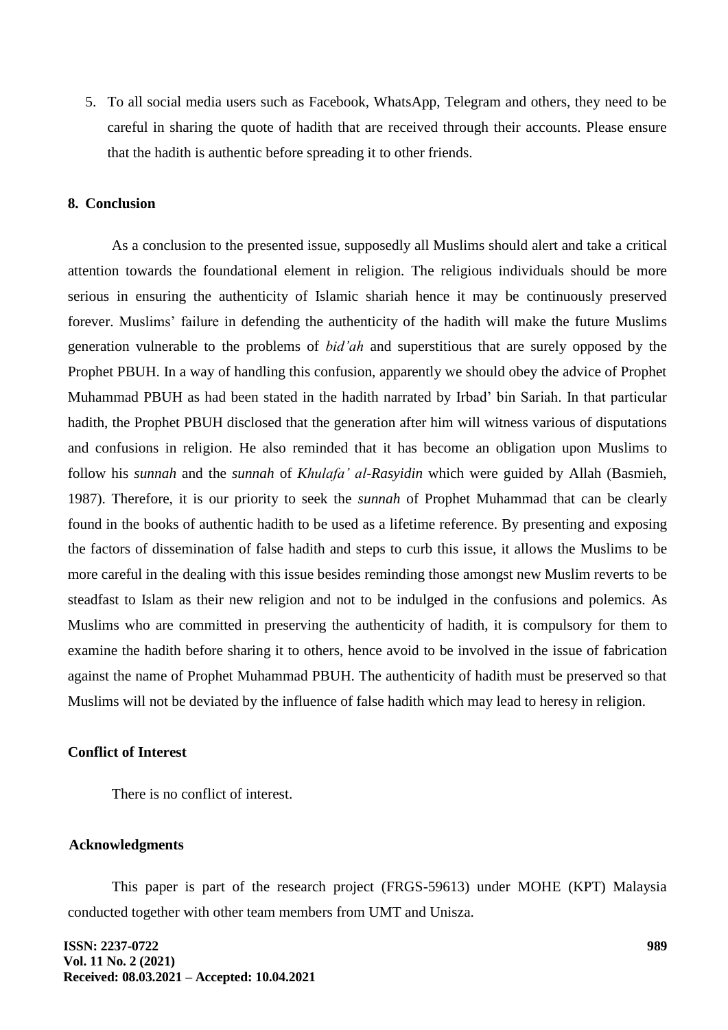5. To all social media users such as Facebook, WhatsApp, Telegram and others, they need to be careful in sharing the quote of hadith that are received through their accounts. Please ensure that the hadith is authentic before spreading it to other friends.

## 8. Conclusion

As a conclusion to the presented issue, supposedly all Muslims should alert and take a critical attention towards the foundational element in religion. The religious individuals should be more serious in ensuring the authenticity of Islamic shariah hence it may be continuously preserved forever. Muslims' failure in defending the authenticity of the hadith will make the future Muslims generation vulnerable to the problems of *bid'ah* and superstitious that are surely opposed by the Prophet PBUH. In a way of handling this confusion, apparently we should obey the advice of Prophet Muhammad PBUH as had been stated in the hadith narrated by Irbad' bin Sariah. In that particular hadith, the Prophet PBUH disclosed that the generation after him will witness various of disputations and confusions in religion. He also reminded that it has become an obligation upon Muslims to follow his *sunnah* and the *sunnah* of *Khulafa' al-Rasyidin* which were guided by Allah (Basmieh, 1987). Therefore, it is our priority to seek the *sunnah* of Prophet Muhammad that can be clearly found in the books of authentic hadith to be used as a lifetime reference. By presenting and exposing the factors of dissemination of false hadith and steps to curb this issue, it allows the Muslims to be more careful in the dealing with this issue besides reminding those amongst new Muslim reverts to be steadfast to Islam as their new religion and not to be indulged in the confusions and polemics. As Muslims who are committed in preserving the authenticity of hadith, it is compulsory for them to examine the hadith before sharing it to others, hence avoid to be involved in the issue of fabrication against the name of Prophet Muhammad PBUH. The authenticity of hadith must be preserved so that Muslims will not be deviated by the influence of false hadith which may lead to heresy in religion.

## Conflict of Interest

There is no conflict of interest.

## Acknowledgments

This paper is part of the research project (FRGS-59613) under MOHE (KPT) Malaysia conducted together with other team members from UMT and Unisza.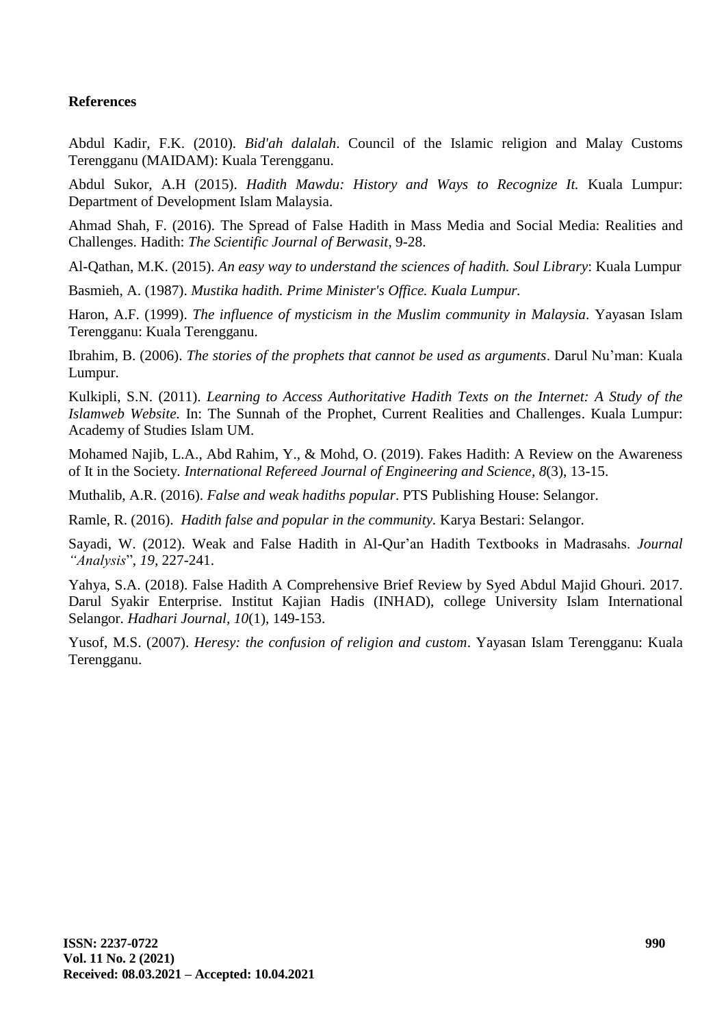**References**

Abdul Kadir, F.K. (2010). *Bid'ah dalalah*. Council of the Islamic religion and Malay Customs Terengganu (MAIDAM): Kuala Terengganu.

Abdul Sukor, A.H (2015). *Hadith Mawdu: History and Ways to Recognize It.* Kuala Lumpur: Department of Development Islam Malaysia.

Ahmad Shah, F. (2016). The Spread of False Hadith in Mass Media and Social Media: Realities and Challenges. Hadith: *The Scientific Journal of Berwasit*, 9-28.

Al-Qathan, M.K. (2015). *An easy way to understand the sciences of hadith. Soul Library*: Kuala Lumpur

Basmieh, A. (1987). *Mustika hadith. Prime Minister's Office. Kuala Lumpur.*

Haron, A.F. (1999). *The influence of mysticism in the Muslim community in Malaysia*. Yayasan Islam Terengganu: Kuala Terengganu.

Ibrahim, B. (2006). *The stories of the prophets that cannot be used as arguments*. Darul Nu'man: Kuala Lumpur.

Kulkipli, S.N. (2011). *Learning to Access Authoritative Hadith Texts on the Internet: A Study of the Islamweb Website.* In: The Sunnah of the Prophet, Current Realities and Challenges. Kuala Lumpur: Academy of Studies Islam UM.

Mohamed Najib, L.A., Abd Rahim, Y., & Mohd, O. (2019). Fakes Hadith: A Review on the Awareness of It in the Society. *International Refereed Journal of Engineering and Science, 8*(3), 13-15.

Muthalib, A.R. (2016). *False and weak hadiths popular*. PTS Publishing House: Selangor.

Ramle, R. (2016). *Hadith false and popular in the community.* Karya Bestari: Selangor.

Sayadi, W. (2012). Weak and False Hadith in Al-Qur'an Hadith Textbooks in Madrasahs. *Journal "Analysis*", *19*, 227-241.

Yahya, S.A. (2018). False Hadith A Comprehensive Brief Review by Syed Abdul Majid Ghouri. 2017. Darul Syakir Enterprise. Institut Kajian Hadis (INHAD), college University Islam International Selangor. *Hadhari Journal, 10*(1), 149-153.

Yusof, M.S. (2007). *Heresy: the confusion of religion and custom*. Yayasan Islam Terengganu: Kuala Terengganu.